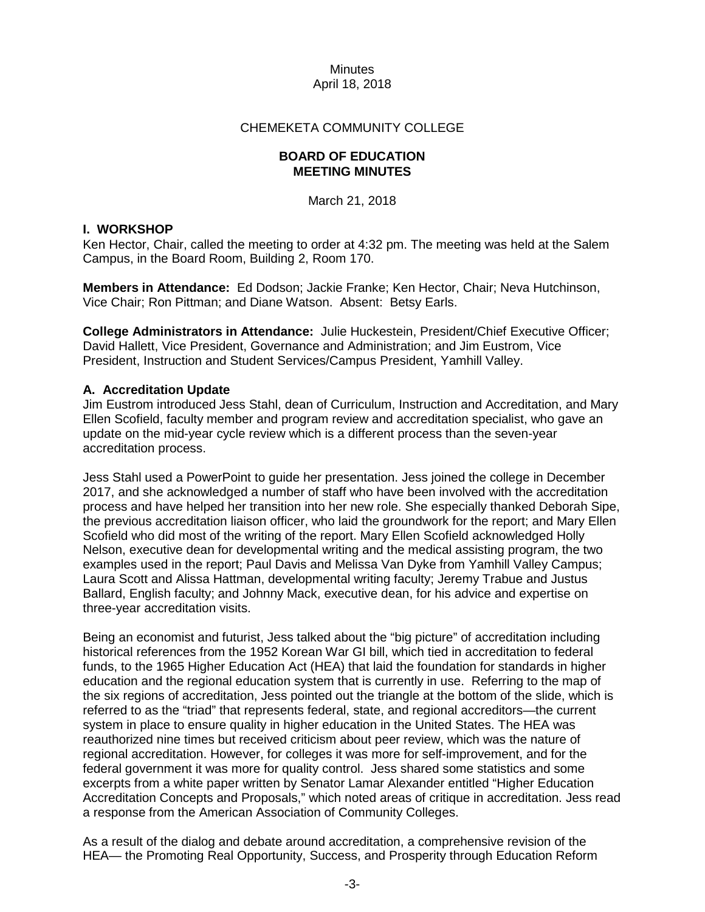Minutes
April 18, 2018

CHEMEKETA COMMUNITY COLLEGE

**BOARD OF EDUCATION**
**MEETING MINUTES**

March 21, 2018

**I. WORKSHOP**

Ken Hector, Chair, called the meeting to order at 4:32 pm. The meeting was held at the Salem Campus, in the Board Room, Building 2, Room 170.

**Members in Attendance:** Ed Dodson; Jackie Franke; Ken Hector, Chair; Neva Hutchinson, Vice Chair; Ron Pittman; and Diane Watson. Absent: Betsy Earls.

**College Administrators in Attendance:** Julie Huckestein, President/Chief Executive Officer; David Hallett, Vice President, Governance and Administration; and Jim Eustrom, Vice President, Instruction and Student Services/Campus President, Yamhill Valley.

**A. Accreditation Update**

Jim Eustrom introduced Jess Stahl, dean of Curriculum, Instruction and Accreditation, and Mary Ellen Scofield, faculty member and program review and accreditation specialist, who gave an update on the mid-year cycle review which is a different process than the seven-year accreditation process.

Jess Stahl used a PowerPoint to guide her presentation. Jess joined the college in December 2017, and she acknowledged a number of staff who have been involved with the accreditation process and have helped her transition into her new role. She especially thanked Deborah Sipe, the previous accreditation liaison officer, who laid the groundwork for the report; and Mary Ellen Scofield who did most of the writing of the report. Mary Ellen Scofield acknowledged Holly Nelson, executive dean for developmental writing and the medical assisting program, the two examples used in the report; Paul Davis and Melissa Van Dyke from Yamhill Valley Campus; Laura Scott and Alissa Hattman, developmental writing faculty; Jeremy Trabue and Justus Ballard, English faculty; and Johnny Mack, executive dean, for his advice and expertise on three-year accreditation visits.

Being an economist and futurist, Jess talked about the "big picture" of accreditation including historical references from the 1952 Korean War GI bill, which tied in accreditation to federal funds, to the 1965 Higher Education Act (HEA) that laid the foundation for standards in higher education and the regional education system that is currently in use. Referring to the map of the six regions of accreditation, Jess pointed out the triangle at the bottom of the slide, which is referred to as the "triad" that represents federal, state, and regional accreditors—the current system in place to ensure quality in higher education in the United States. The HEA was reauthorized nine times but received criticism about peer review, which was the nature of regional accreditation. However, for colleges it was more for self-improvement, and for the federal government it was more for quality control. Jess shared some statistics and some excerpts from a white paper written by Senator Lamar Alexander entitled "Higher Education Accreditation Concepts and Proposals," which noted areas of critique in accreditation. Jess read a response from the American Association of Community Colleges.

As a result of the dialog and debate around accreditation, a comprehensive revision of the HEA— the Promoting Real Opportunity, Success, and Prosperity through Education Reform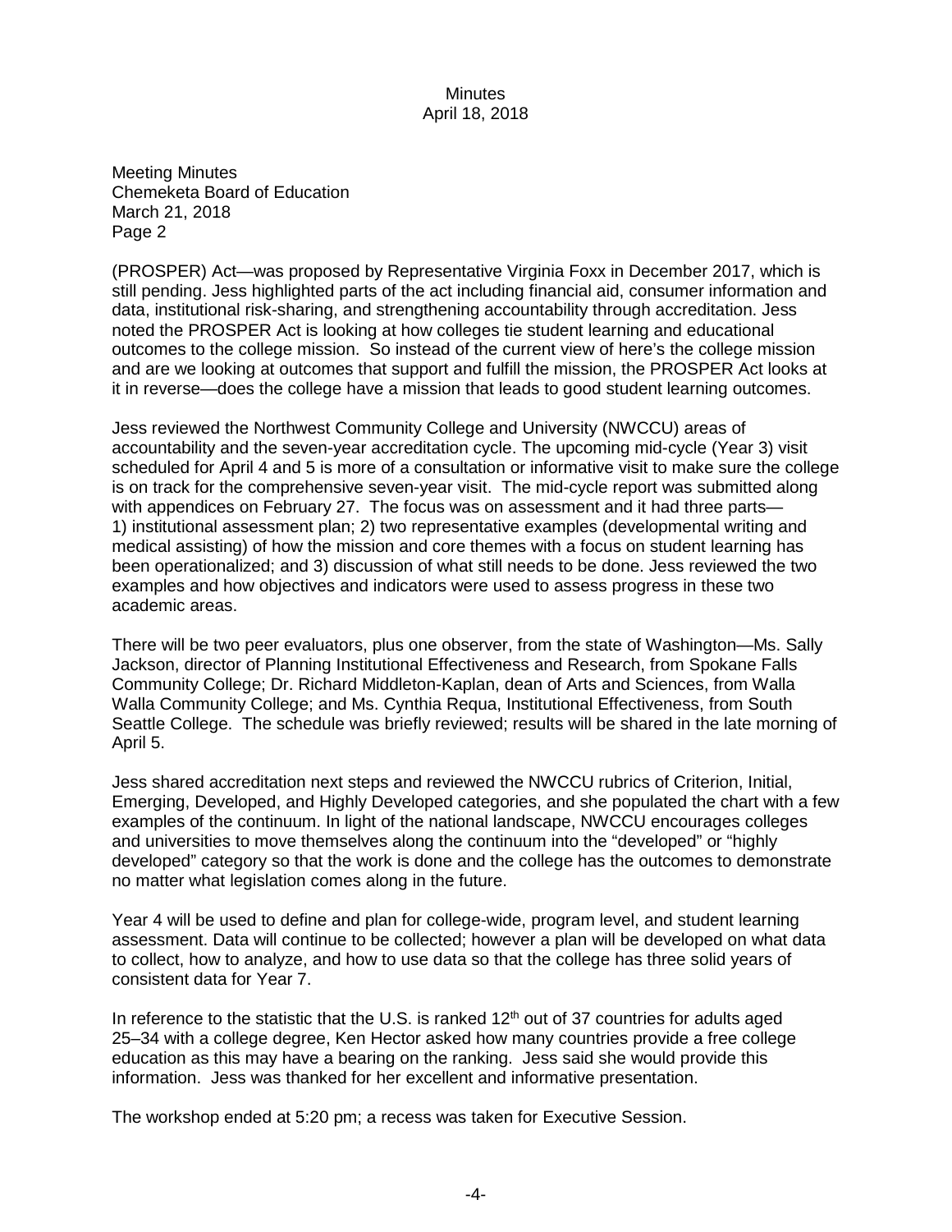(PROSPER) Act—was proposed by Representative Virginia Foxx in December 2017, which is still pending. Jess highlighted parts of the act including financial aid, consumer information and data, institutional risk-sharing, and strengthening accountability through accreditation. Jess noted the PROSPER Act is looking at how colleges tie student learning and educational outcomes to the college mission. So instead of the current view of here's the college mission and are we looking at outcomes that support and fulfill the mission, the PROSPER Act looks at it in reverse—does the college have a mission that leads to good student learning outcomes.

Jess reviewed the Northwest Community College and University (NWCCU) areas of accountability and the seven-year accreditation cycle. The upcoming mid-cycle (Year 3) visit scheduled for April 4 and 5 is more of a consultation or informative visit to make sure the college is on track for the comprehensive seven-year visit. The mid-cycle report was submitted along with appendices on February 27. The focus was on assessment and it had three parts—1) institutional assessment plan; 2) two representative examples (developmental writing and medical assisting) of how the mission and core themes with a focus on student learning has been operationalized; and 3) discussion of what still needs to be done. Jess reviewed the two examples and how objectives and indicators were used to assess progress in these two academic areas.

There will be two peer evaluators, plus one observer, from the state of Washington—Ms. Sally Jackson, director of Planning Institutional Effectiveness and Research, from Spokane Falls Community College; Dr. Richard Middleton-Kaplan, dean of Arts and Sciences, from Walla Walla Community College; and Ms. Cynthia Requa, Institutional Effectiveness, from South Seattle College. The schedule was briefly reviewed; results will be shared in the late morning of April 5.

Jess shared accreditation next steps and reviewed the NWCCU rubrics of Criterion, Initial, Emerging, Developed, and Highly Developed categories, and she populated the chart with a few examples of the continuum. In light of the national landscape, NWCCU encourages colleges and universities to move themselves along the continuum into the "developed" or "highly developed" category so that the work is done and the college has the outcomes to demonstrate no matter what legislation comes along in the future.

Year 4 will be used to define and plan for college-wide, program level, and student learning assessment. Data will continue to be collected; however a plan will be developed on what data to collect, how to analyze, and how to use data so that the college has three solid years of consistent data for Year 7.

In reference to the statistic that the U.S. is ranked 12th out of 37 countries for adults aged 25–34 with a college degree, Ken Hector asked how many countries provide a free college education as this may have a bearing on the ranking. Jess said she would provide this information. Jess was thanked for her excellent and informative presentation.

The workshop ended at 5:20 pm; a recess was taken for Executive Session.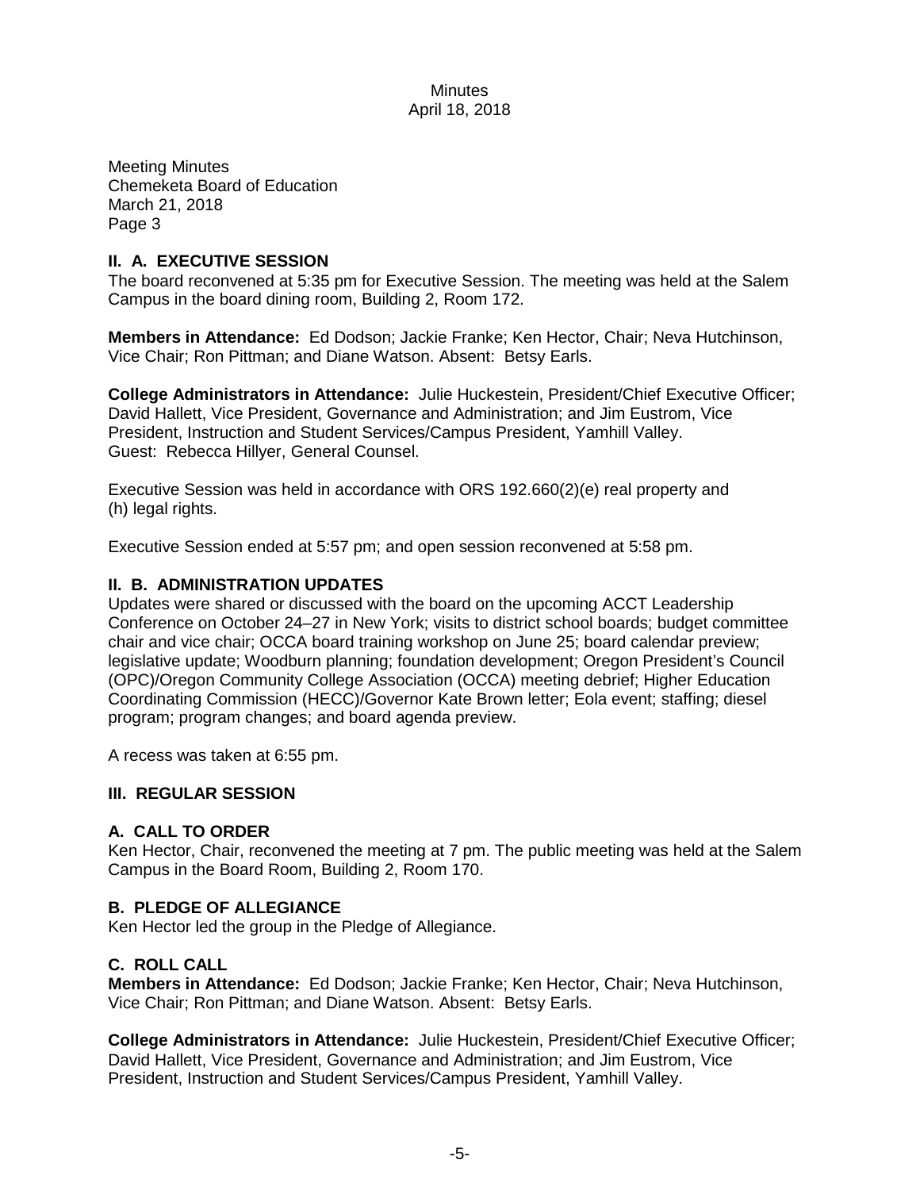Meeting Minutes
Chemeketa Board of Education
March 21, 2018
Page 3

**II. A. EXECUTIVE SESSION**

The board reconvened at 5:35 pm for Executive Session. The meeting was held at the Salem Campus in the board dining room, Building 2, Room 172.

**Members in Attendance:** Ed Dodson; Jackie Franke; Ken Hector, Chair; Neva Hutchinson, Vice Chair; Ron Pittman; and Diane Watson. Absent: Betsy Earls.

**College Administrators in Attendance:** Julie Huckestein, President/Chief Executive Officer; David Hallett, Vice President, Governance and Administration; and Jim Eustrom, Vice President, Instruction and Student Services/Campus President, Yamhill Valley.
Guest: Rebecca Hillyer, General Counsel.

Executive Session was held in accordance with ORS 192.660(2)(e) real property and (h) legal rights.

Executive Session ended at 5:57 pm; and open session reconvened at 5:58 pm.

**II. B. ADMINISTRATION UPDATES**

Updates were shared or discussed with the board on the upcoming ACCT Leadership Conference on October 24–27 in New York; visits to district school boards; budget committee chair and vice chair; OCCA board training workshop on June 25; board calendar preview; legislative update; Woodburn planning; foundation development; Oregon President's Council (OPC)/Oregon Community College Association (OCCA) meeting debrief; Higher Education Coordinating Commission (HECC)/Governor Kate Brown letter; Eola event; staffing; diesel program; program changes; and board agenda preview.

A recess was taken at 6:55 pm.

**III. REGULAR SESSION**

**A. CALL TO ORDER**

Ken Hector, Chair, reconvened the meeting at 7 pm. The public meeting was held at the Salem Campus in the Board Room, Building 2, Room 170.

**B. PLEDGE OF ALLEGIANCE**

Ken Hector led the group in the Pledge of Allegiance.

**C. ROLL CALL**

**Members in Attendance:** Ed Dodson; Jackie Franke; Ken Hector, Chair; Neva Hutchinson, Vice Chair; Ron Pittman; and Diane Watson. Absent: Betsy Earls.

**College Administrators in Attendance:** Julie Huckestein, President/Chief Executive Officer; David Hallett, Vice President, Governance and Administration; and Jim Eustrom, Vice President, Instruction and Student Services/Campus President, Yamhill Valley.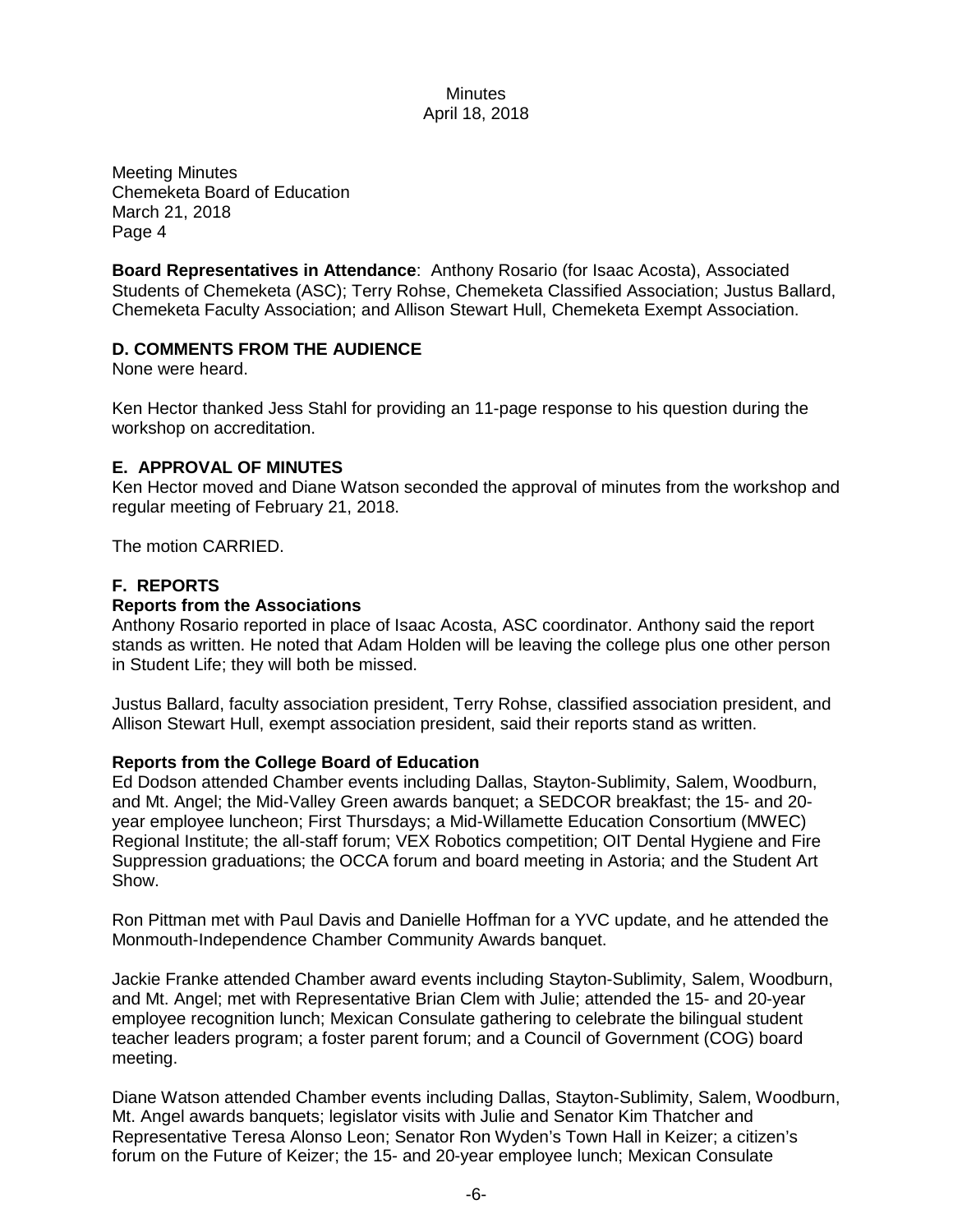Meeting Minutes
Chemeketa Board of Education
March 21, 2018
Page 4

**Board Representatives in Attendance**: Anthony Rosario (for Isaac Acosta), Associated Students of Chemeketa (ASC); Terry Rohse, Chemeketa Classified Association; Justus Ballard, Chemeketa Faculty Association; and Allison Stewart Hull, Chemeketa Exempt Association.

## D. COMMENTS FROM THE AUDIENCE

None were heard.

Ken Hector thanked Jess Stahl for providing an 11-page response to his question during the workshop on accreditation.

## E. APPROVAL OF MINUTES

Ken Hector moved and Diane Watson seconded the approval of minutes from the workshop and regular meeting of February 21, 2018.

The motion CARRIED.

## F. REPORTS

### Reports from the Associations

Anthony Rosario reported in place of Isaac Acosta, ASC coordinator. Anthony said the report stands as written. He noted that Adam Holden will be leaving the college plus one other person in Student Life; they will both be missed.

Justus Ballard, faculty association president, Terry Rohse, classified association president, and Allison Stewart Hull, exempt association president, said their reports stand as written.

### Reports from the College Board of Education

Ed Dodson attended Chamber events including Dallas, Stayton-Sublimity, Salem, Woodburn, and Mt. Angel; the Mid-Valley Green awards banquet; a SEDCOR breakfast; the 15- and 20-year employee luncheon; First Thursdays; a Mid-Willamette Education Consortium (MWEC) Regional Institute; the all-staff forum; VEX Robotics competition; OIT Dental Hygiene and Fire Suppression graduations; the OCCA forum and board meeting in Astoria; and the Student Art Show.

Ron Pittman met with Paul Davis and Danielle Hoffman for a YVC update, and he attended the Monmouth-Independence Chamber Community Awards banquet.

Jackie Franke attended Chamber award events including Stayton-Sublimity, Salem, Woodburn, and Mt. Angel; met with Representative Brian Clem with Julie; attended the 15- and 20-year employee recognition lunch; Mexican Consulate gathering to celebrate the bilingual student teacher leaders program; a foster parent forum; and a Council of Government (COG) board meeting.

Diane Watson attended Chamber events including Dallas, Stayton-Sublimity, Salem, Woodburn, Mt. Angel awards banquets; legislator visits with Julie and Senator Kim Thatcher and Representative Teresa Alonso Leon; Senator Ron Wyden's Town Hall in Keizer; a citizen's forum on the Future of Keizer; the 15- and 20-year employee lunch; Mexican Consulate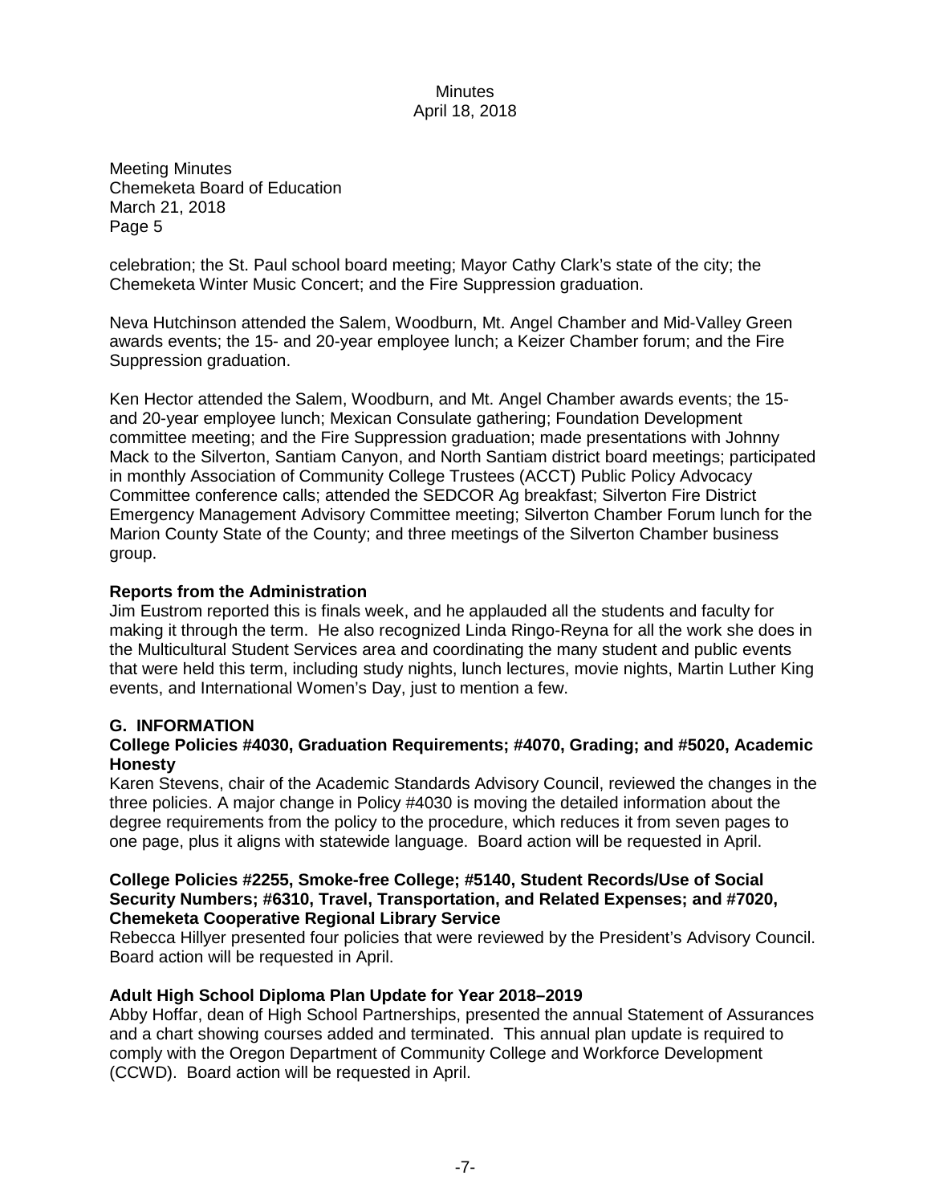Meeting Minutes
Chemeketa Board of Education
March 21, 2018
Page 5

celebration; the St. Paul school board meeting; Mayor Cathy Clark's state of the city; the Chemeketa Winter Music Concert; and the Fire Suppression graduation.

Neva Hutchinson attended the Salem, Woodburn, Mt. Angel Chamber and Mid-Valley Green awards events; the 15- and 20-year employee lunch; a Keizer Chamber forum; and the Fire Suppression graduation.

Ken Hector attended the Salem, Woodburn, and Mt. Angel Chamber awards events; the 15- and 20-year employee lunch; Mexican Consulate gathering; Foundation Development committee meeting; and the Fire Suppression graduation; made presentations with Johnny Mack to the Silverton, Santiam Canyon, and North Santiam district board meetings; participated in monthly Association of Community College Trustees (ACCT) Public Policy Advocacy Committee conference calls; attended the SEDCOR Ag breakfast; Silverton Fire District Emergency Management Advisory Committee meeting; Silverton Chamber Forum lunch for the Marion County State of the County; and three meetings of the Silverton Chamber business group.

**Reports from the Administration**

Jim Eustrom reported this is finals week, and he applauded all the students and faculty for making it through the term. He also recognized Linda Ringo-Reyna for all the work she does in the Multicultural Student Services area and coordinating the many student and public events that were held this term, including study nights, lunch lectures, movie nights, Martin Luther King events, and International Women's Day, just to mention a few.

**G. INFORMATION**

**College Policies #4030, Graduation Requirements; #4070, Grading; and #5020, Academic Honesty**

Karen Stevens, chair of the Academic Standards Advisory Council, reviewed the changes in the three policies. A major change in Policy #4030 is moving the detailed information about the degree requirements from the policy to the procedure, which reduces it from seven pages to one page, plus it aligns with statewide language. Board action will be requested in April.

**College Policies #2255, Smoke-free College; #5140, Student Records/Use of Social Security Numbers; #6310, Travel, Transportation, and Related Expenses; and #7020, Chemeketa Cooperative Regional Library Service**

Rebecca Hillyer presented four policies that were reviewed by the President's Advisory Council. Board action will be requested in April.

**Adult High School Diploma Plan Update for Year 2018–2019**

Abby Hoffar, dean of High School Partnerships, presented the annual Statement of Assurances and a chart showing courses added and terminated. This annual plan update is required to comply with the Oregon Department of Community College and Workforce Development (CCWD). Board action will be requested in April.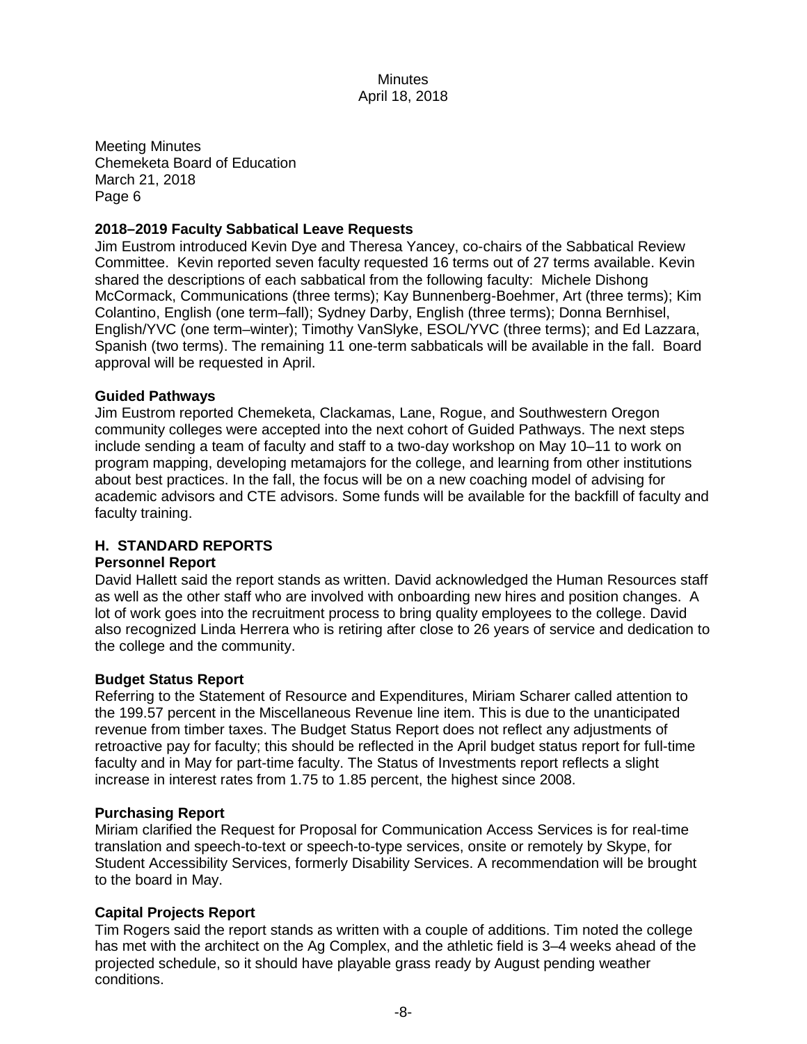Meeting Minutes
Chemeketa Board of Education
March 21, 2018
Page 6

**2018–2019 Faculty Sabbatical Leave Requests**
Jim Eustrom introduced Kevin Dye and Theresa Yancey, co-chairs of the Sabbatical Review Committee. Kevin reported seven faculty requested 16 terms out of 27 terms available. Kevin shared the descriptions of each sabbatical from the following faculty: Michele Dishong McCormack, Communications (three terms); Kay Bunnenberg-Boehmer, Art (three terms); Kim Colantino, English (one term–fall); Sydney Darby, English (three terms); Donna Bernhisel, English/YVC (one term–winter); Timothy VanSlyke, ESOL/YVC (three terms); and Ed Lazzara, Spanish (two terms). The remaining 11 one-term sabbaticals will be available in the fall. Board approval will be requested in April.

**Guided Pathways**
Jim Eustrom reported Chemeketa, Clackamas, Lane, Rogue, and Southwestern Oregon community colleges were accepted into the next cohort of Guided Pathways. The next steps include sending a team of faculty and staff to a two-day workshop on May 10–11 to work on program mapping, developing metamajors for the college, and learning from other institutions about best practices. In the fall, the focus will be on a new coaching model of advising for academic advisors and CTE advisors. Some funds will be available for the backfill of faculty and faculty training.

## H. STANDARD REPORTS

**Personnel Report**
David Hallett said the report stands as written. David acknowledged the Human Resources staff as well as the other staff who are involved with onboarding new hires and position changes. A lot of work goes into the recruitment process to bring quality employees to the college. David also recognized Linda Herrera who is retiring after close to 26 years of service and dedication to the college and the community.

**Budget Status Report**
Referring to the Statement of Resource and Expenditures, Miriam Scharer called attention to the 199.57 percent in the Miscellaneous Revenue line item. This is due to the unanticipated revenue from timber taxes. The Budget Status Report does not reflect any adjustments of retroactive pay for faculty; this should be reflected in the April budget status report for full-time faculty and in May for part-time faculty. The Status of Investments report reflects a slight increase in interest rates from 1.75 to 1.85 percent, the highest since 2008.

**Purchasing Report**
Miriam clarified the Request for Proposal for Communication Access Services is for real-time translation and speech-to-text or speech-to-type services, onsite or remotely by Skype, for Student Accessibility Services, formerly Disability Services. A recommendation will be brought to the board in May.

**Capital Projects Report**
Tim Rogers said the report stands as written with a couple of additions. Tim noted the college has met with the architect on the Ag Complex, and the athletic field is 3–4 weeks ahead of the projected schedule, so it should have playable grass ready by August pending weather conditions.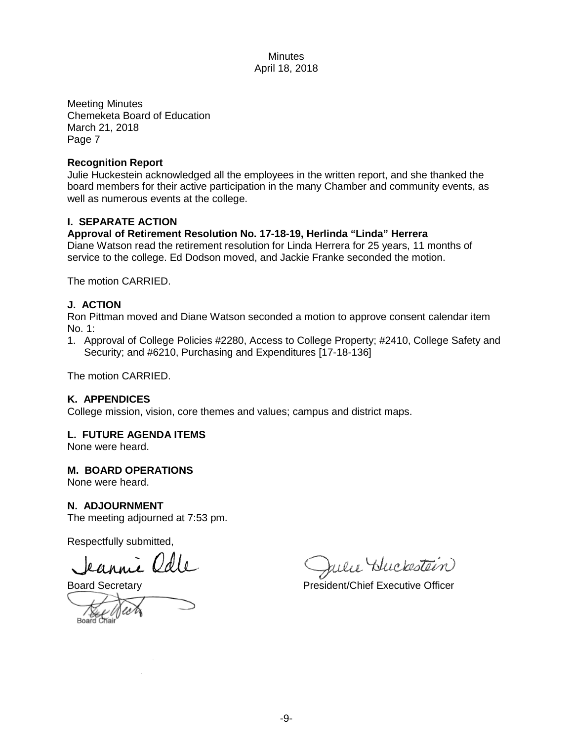Meeting Minutes
Chemeketa Board of Education
March 21, 2018
Page 7

**Recognition Report**
Julie Huckestein acknowledged all the employees in the written report, and she thanked the board members for their active participation in the many Chamber and community events, as well as numerous events at the college.

**I. SEPARATE ACTION**

**Approval of Retirement Resolution No. 17-18-19, Herlinda "Linda" Herrera**
Diane Watson read the retirement resolution for Linda Herrera for 25 years, 11 months of service to the college. Ed Dodson moved, and Jackie Franke seconded the motion.

The motion CARRIED.

**J. ACTION**
Ron Pittman moved and Diane Watson seconded a motion to approve consent calendar item No. 1:

1. Approval of College Policies #2280, Access to College Property; #2410, College Safety and Security; and #6210, Purchasing and Expenditures [17-18-136]

The motion CARRIED.

**K. APPENDICES**
College mission, vision, core themes and values; campus and district maps.

**L. FUTURE AGENDA ITEMS**
None were heard.

**M. BOARD OPERATIONS**
None were heard.

**N. ADJOURNMENT**
The meeting adjourned at 7:53 pm.

Respectfully submitted,

Jeannie Odle
Board Secretary

Julie Huckestein
President/Chief Executive Officer

Board Chair